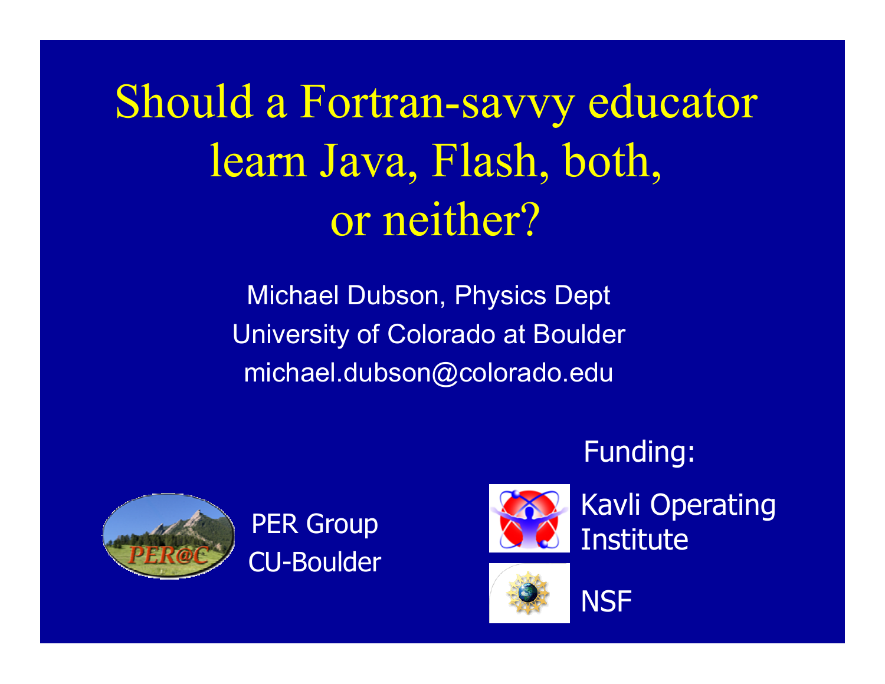# Should a Fortran-savvy educator learn Java, Flash, both, or neither?

Michael Dubson, Physics Dept
University of Colorado at Boulder
michael.dubson@colorado.edu

PER@C

PER Group
CU-Boulder

Funding:

Kavli Operating Institute

NSF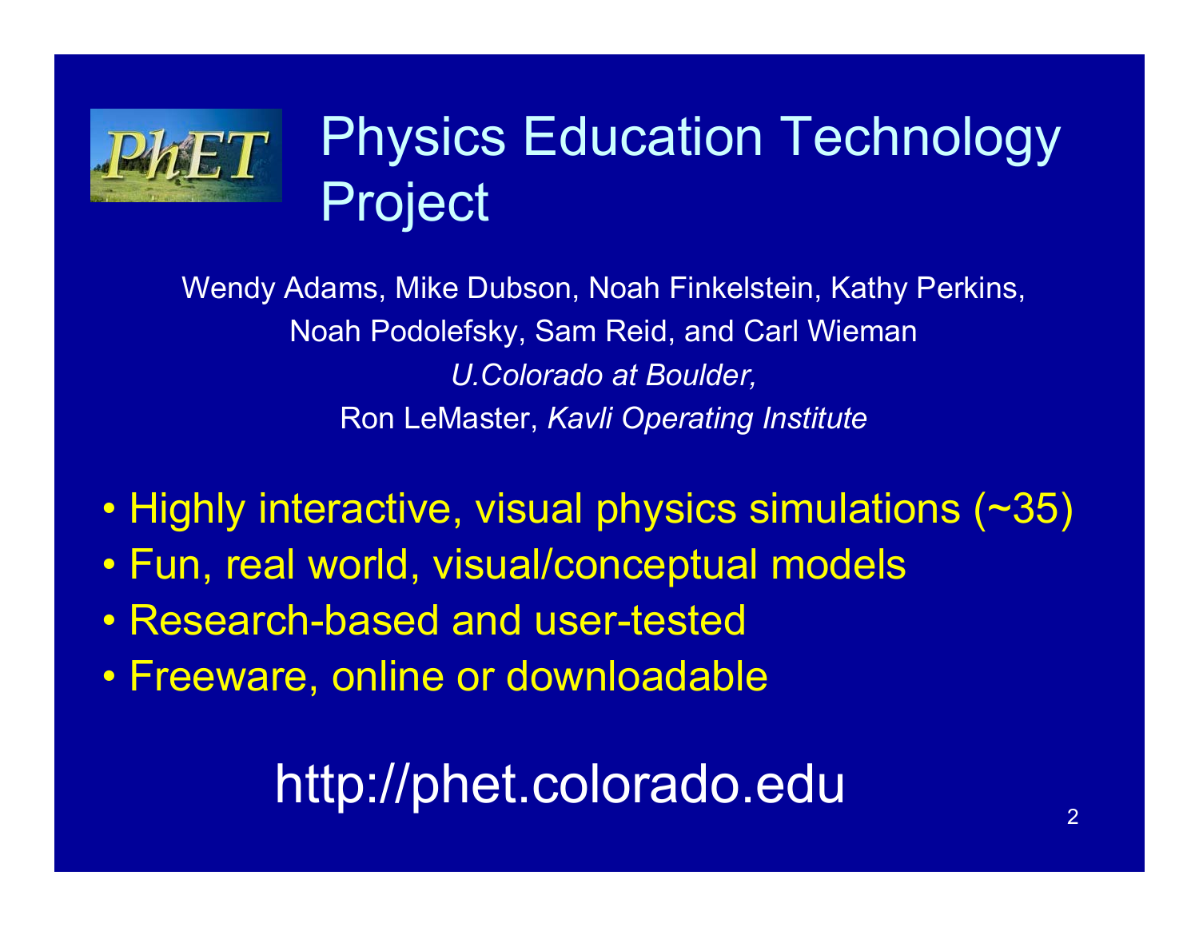# Physics Education Technology Project

Wendy Adams, Mike Dubson, Noah Finkelstein, Kathy Perkins, Noah Podolefsky, Sam Reid, and Carl Wieman

*U.Colorado at Boulder,*

Ron LeMaster, *Kavli Operating Institute*

- Highly interactive, visual physics simulations (~35)
- Fun, real world, visual/conceptual models
- Research-based and user-tested
- Freeware, online or downloadable

http://phet.colorado.edu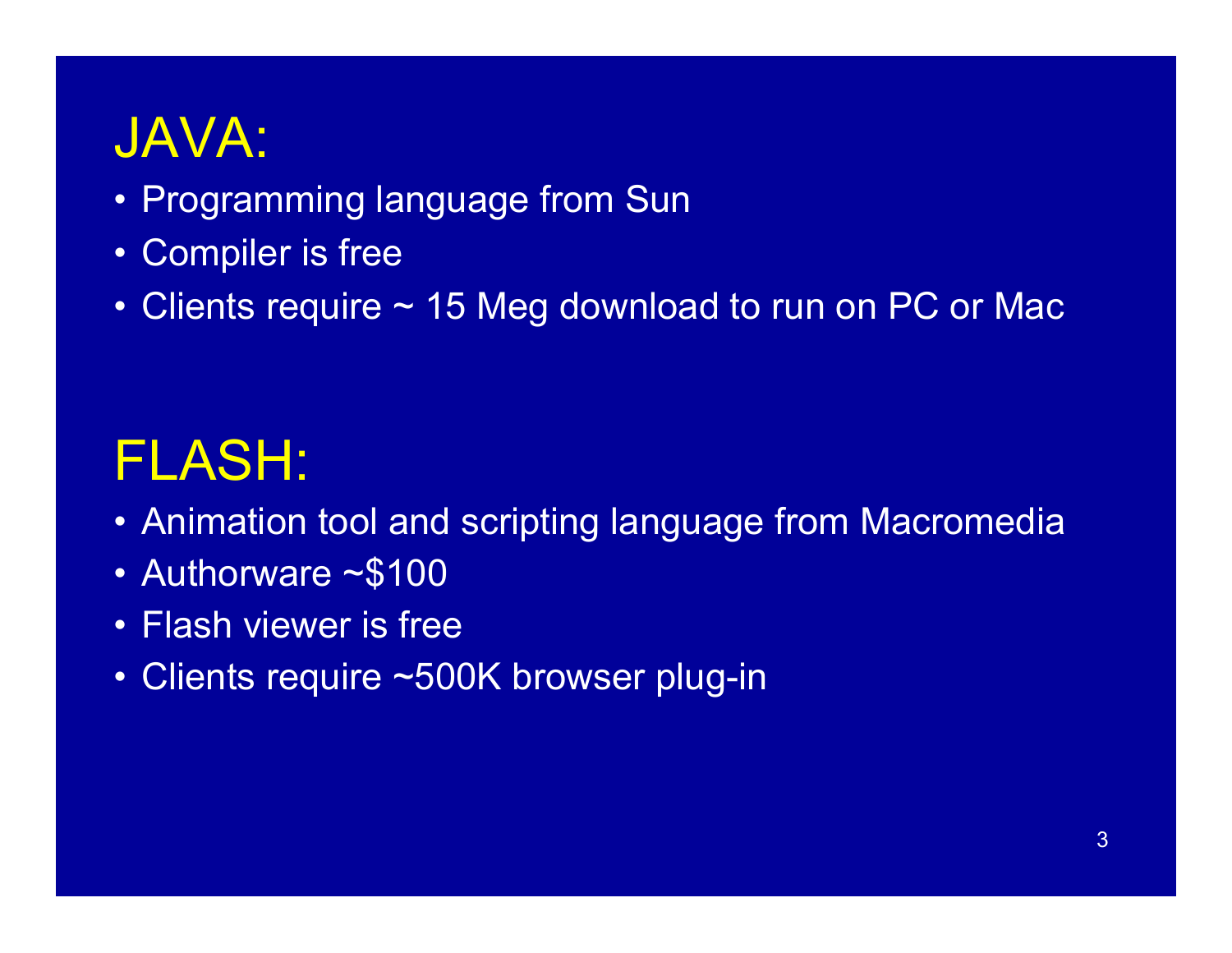# JAVA:

- Programming language from Sun
- Compiler is free
- Clients require ~ 15 Meg download to run on PC or Mac

# FLASH:

- Animation tool and scripting language from Macromedia
- Authorware ~$100
- Flash viewer is free
- Clients require ~500K browser plug-in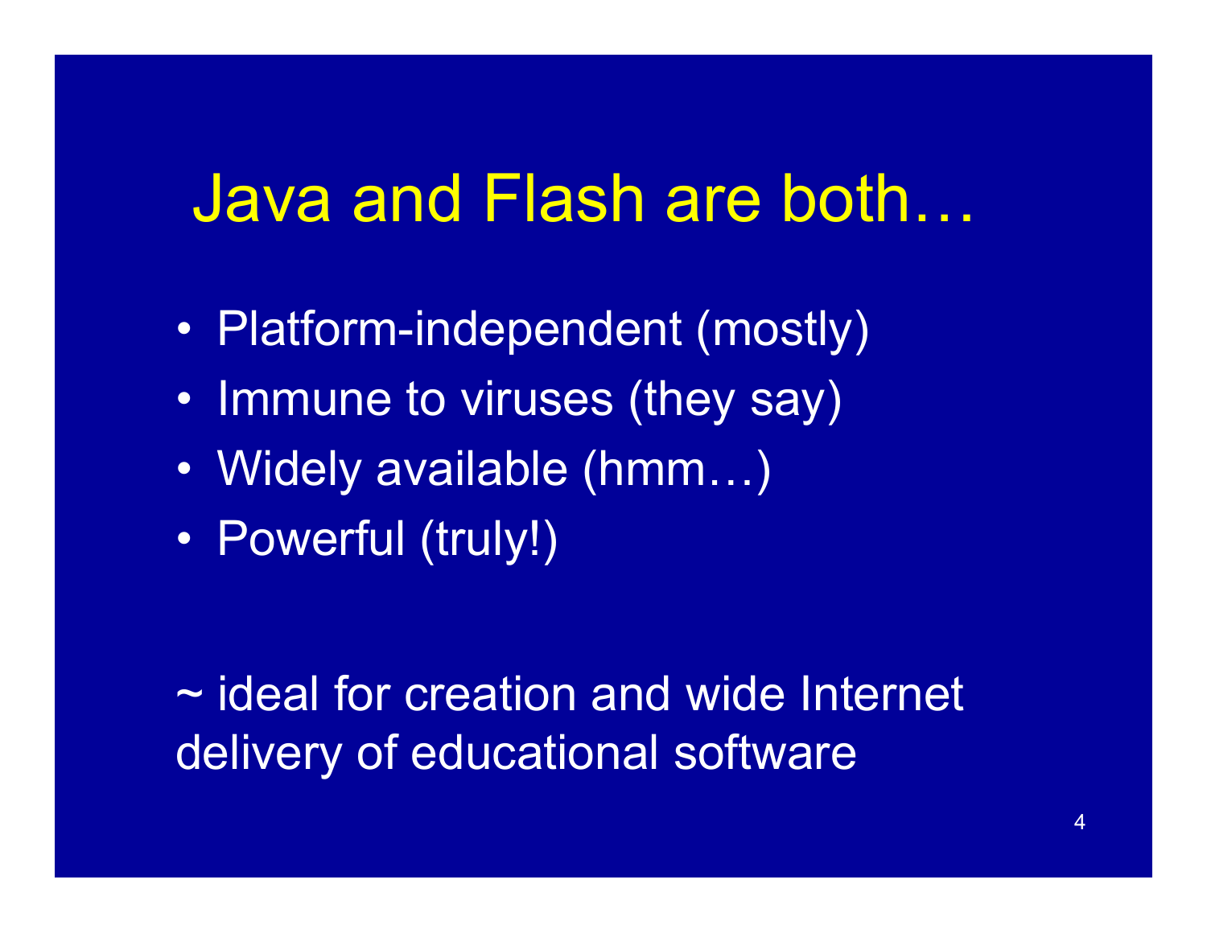# Java and Flash are both…

- Platform-independent (mostly)
- Immune to viruses (they say)
- Widely available (hmm…)
- Powerful (truly!)

~ ideal for creation and wide Internet delivery of educational software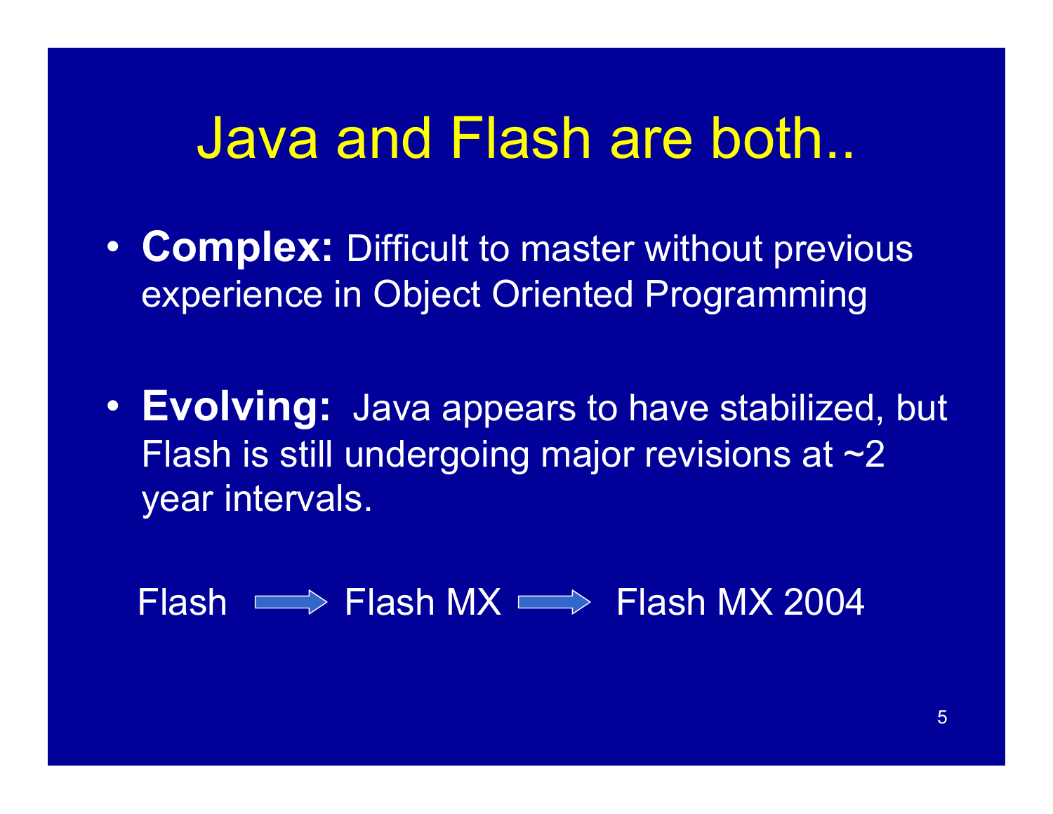# Java and Flash are both..

- **Complex:** Difficult to master without previous experience in Object Oriented Programming

- **Evolving:** Java appears to have stabilized, but Flash is still undergoing major revisions at ~2 year intervals.

Flash → Flash MX → Flash MX 2004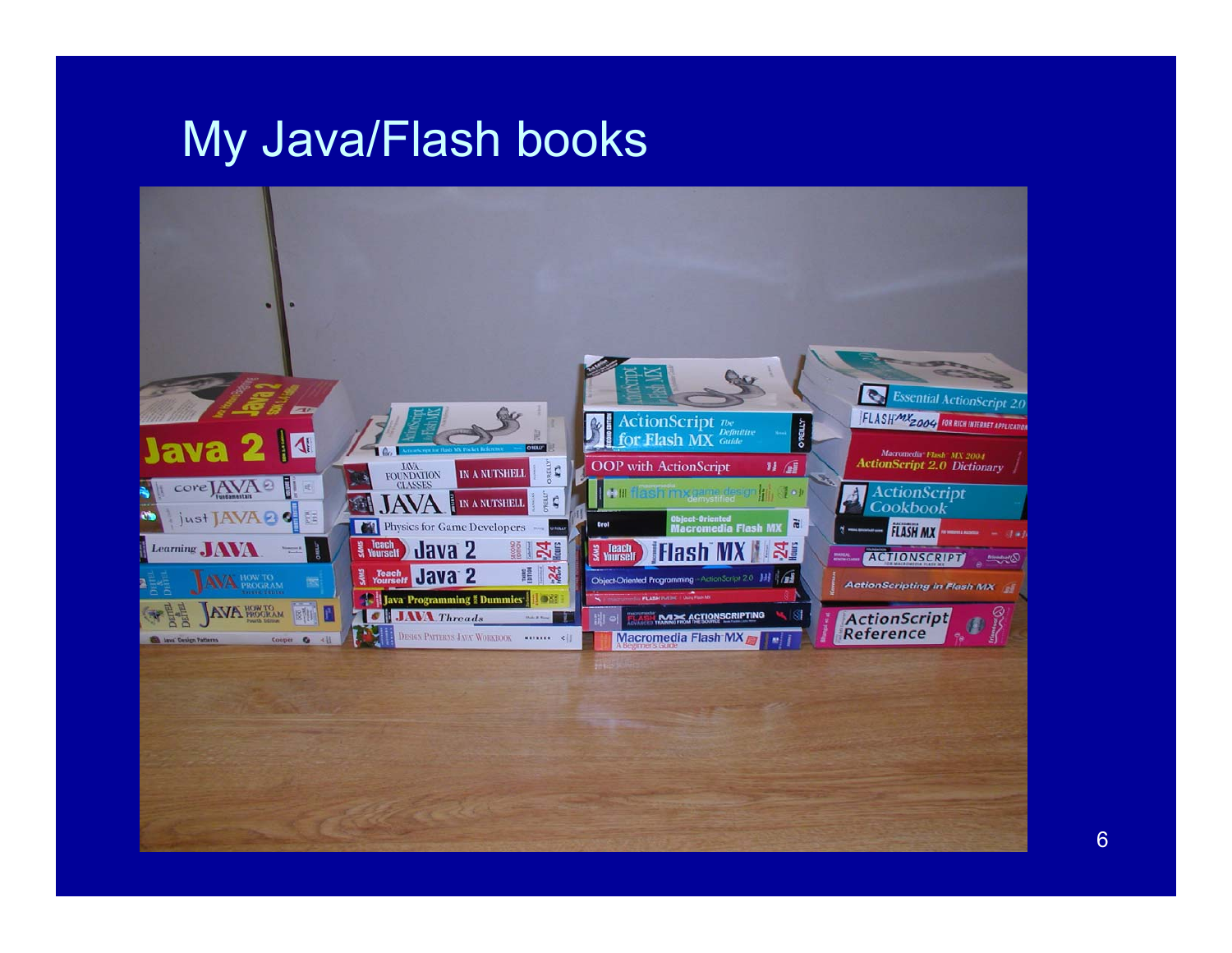# My Java/Flash books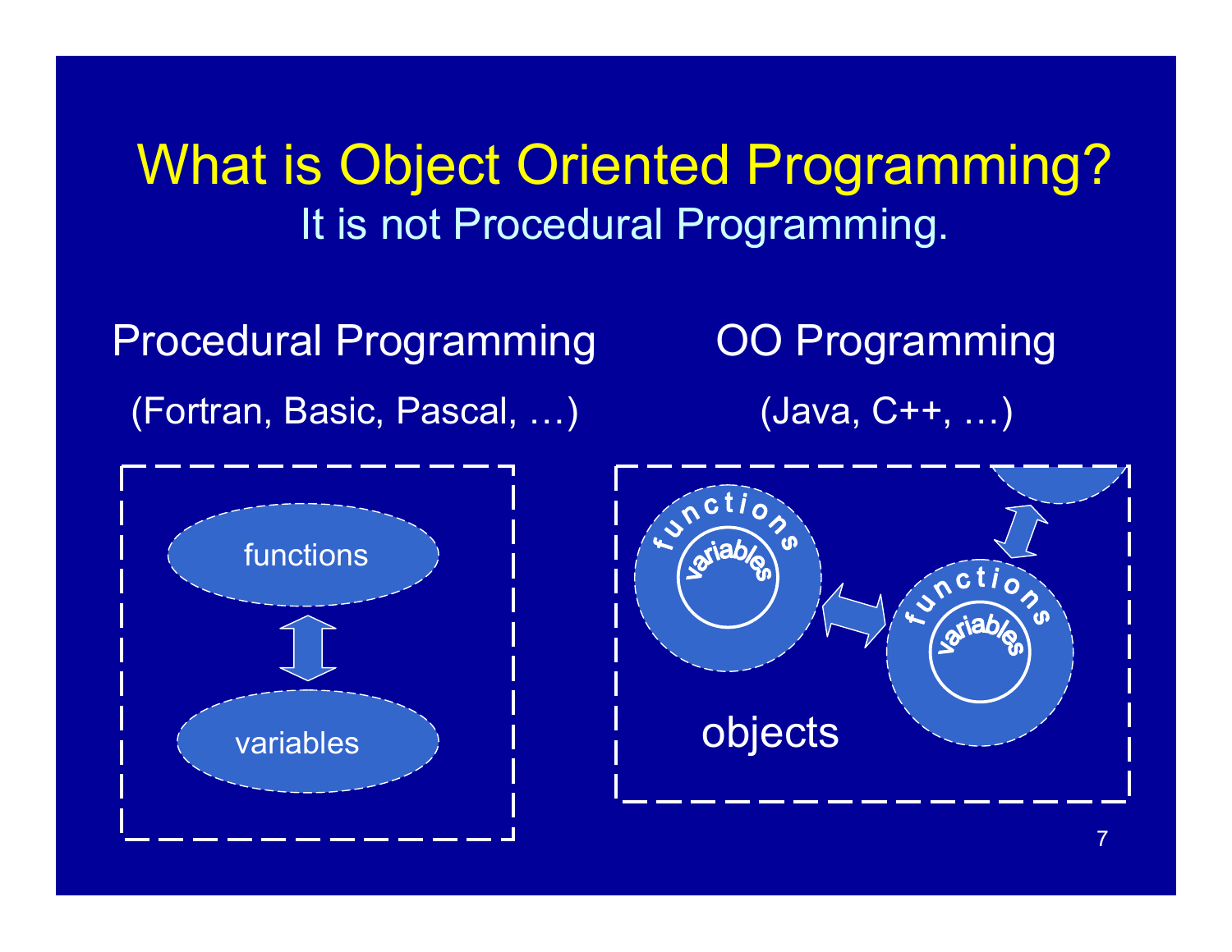# What is Object Oriented Programming?

## It is not Procedural Programming.

**Procedural Programming**

(Fortran, Basic, Pascal, …)

functions

variables

**OO Programming**

(Java, C++, …)

functions

variables

functions

variables

objects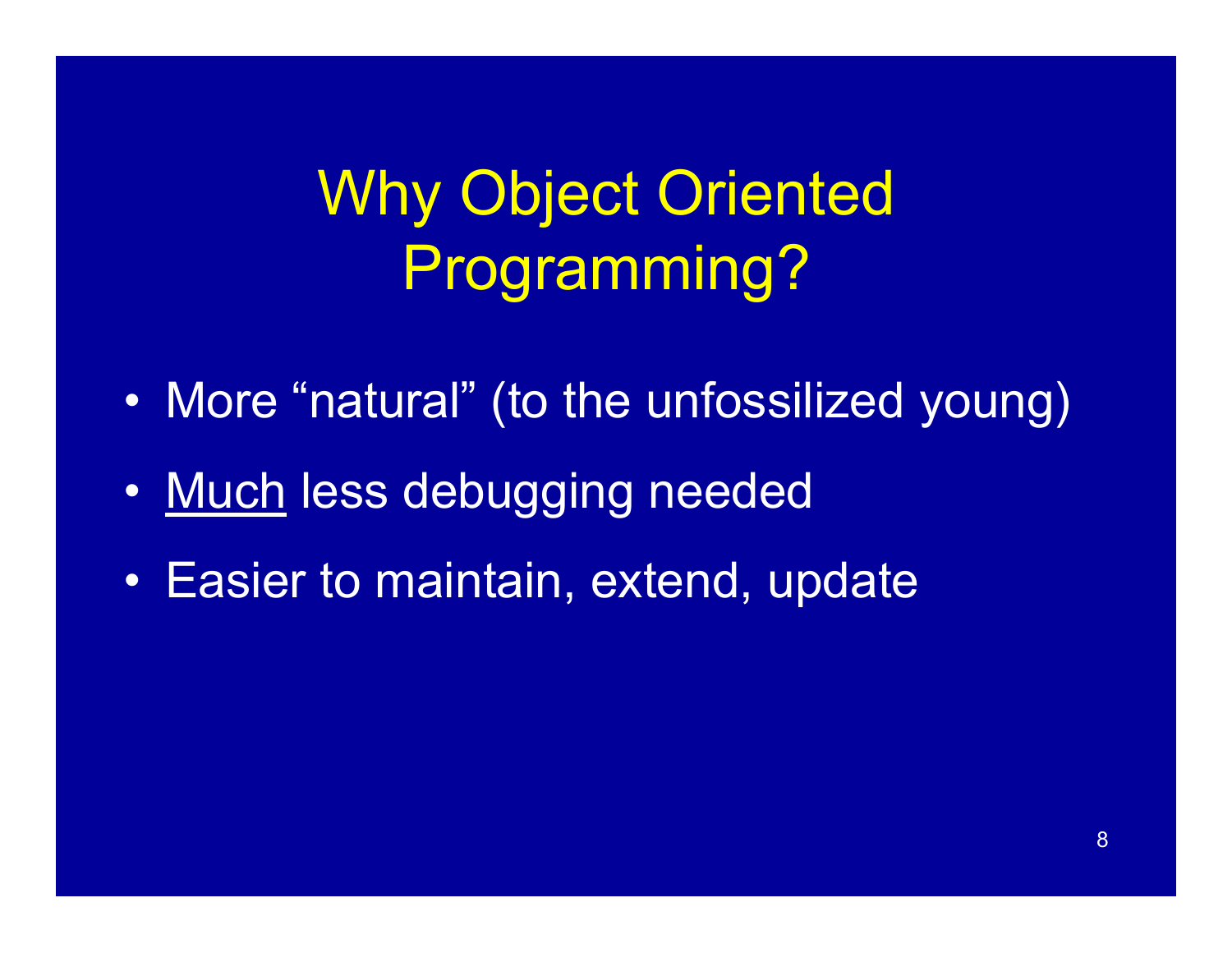# Why Object Oriented Programming?

- More "natural" (to the unfossilized young)
- <u>Much</u> less debugging needed
- Easier to maintain, extend, update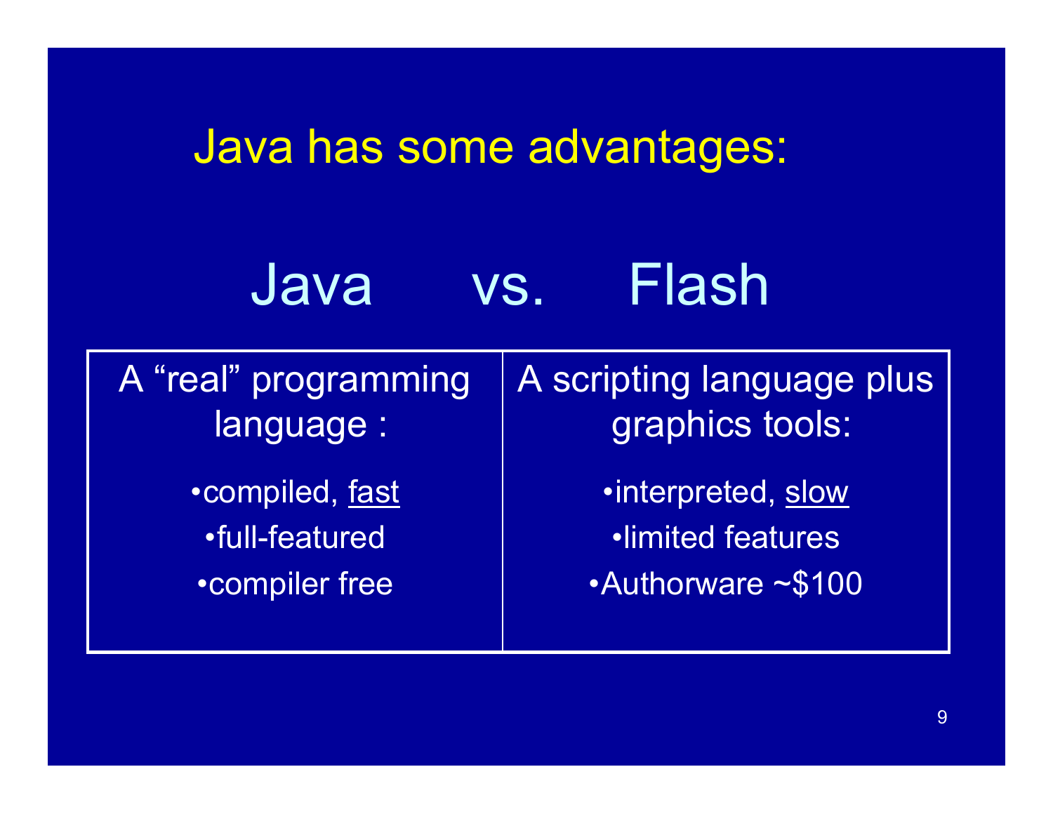# Java has some advantages:

## Java vs. Flash

| A "real" programming language : | A scripting language plus graphics tools: |
| --- | --- |
| •compiled, <u>fast</u> | •interpreted, <u>slow</u> |
| •full-featured | •limited features |
| •compiler free | •Authorware ~$100 |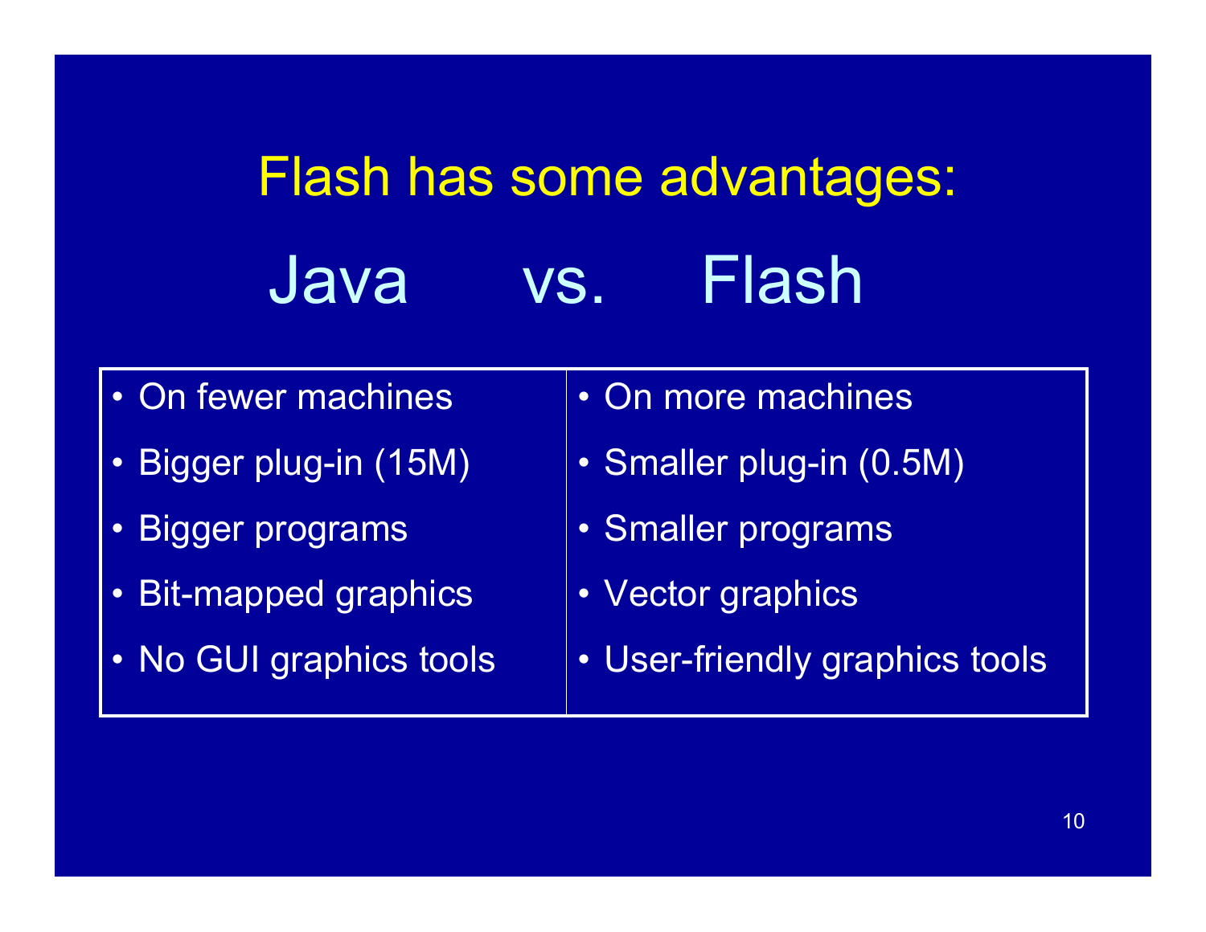# Flash has some advantages:

## Java vs. Flash

| Java | Flash |
| --- | --- |
| • On fewer machines | • On more machines |
| • Bigger plug-in (15M) | • Smaller plug-in (0.5M) |
| • Bigger programs | • Smaller programs |
| • Bit-mapped graphics | • Vector graphics |
| • No GUI graphics tools | • User-friendly graphics tools |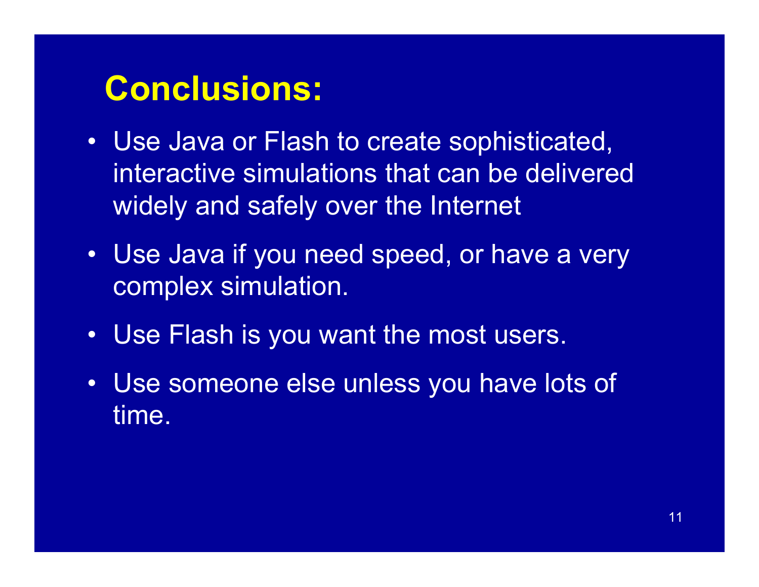# Conclusions:

- Use Java or Flash to create sophisticated, interactive simulations that can be delivered widely and safely over the Internet
- Use Java if you need speed, or have a very complex simulation.
- Use Flash is you want the most users.
- Use someone else unless you have lots of time.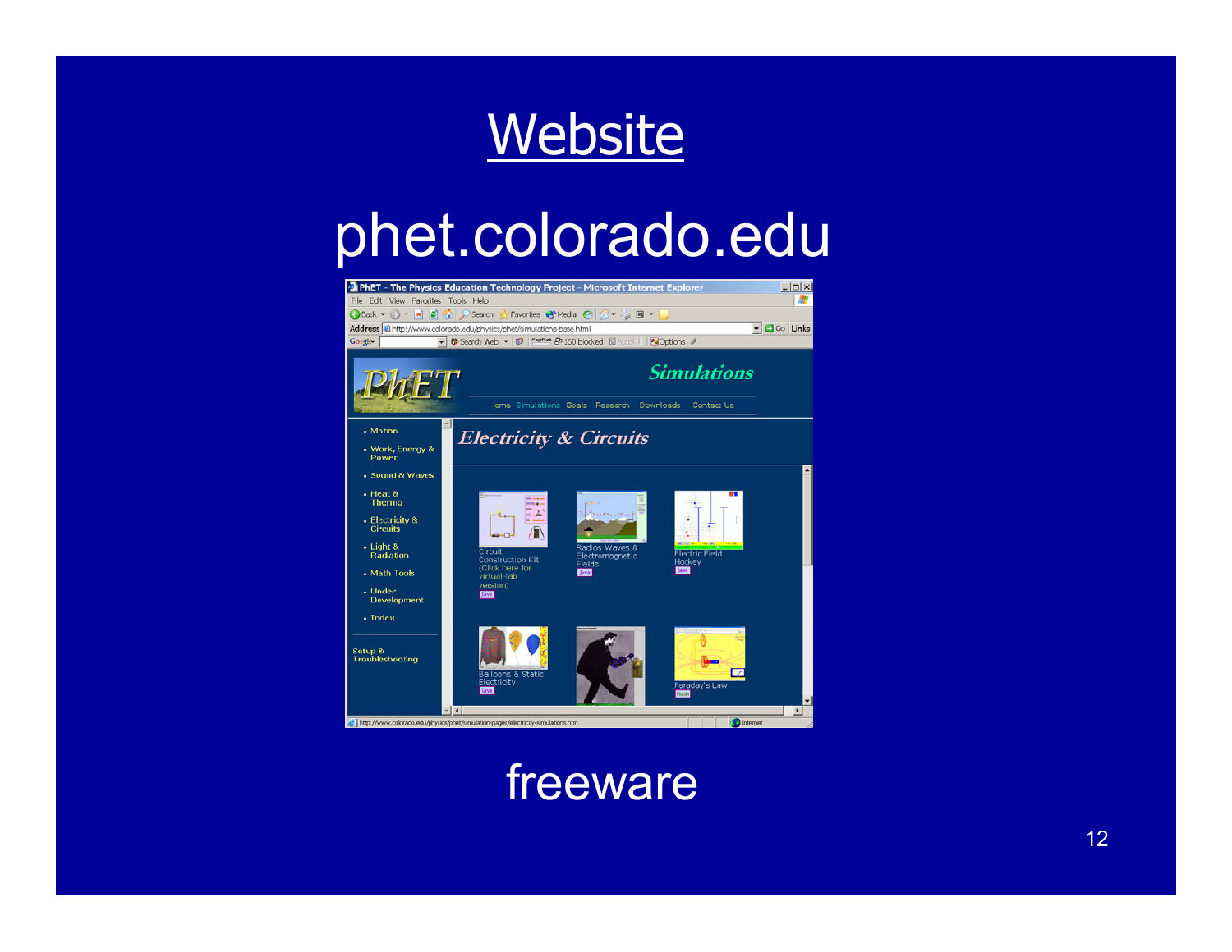# Website

phet.colorado.edu

freeware